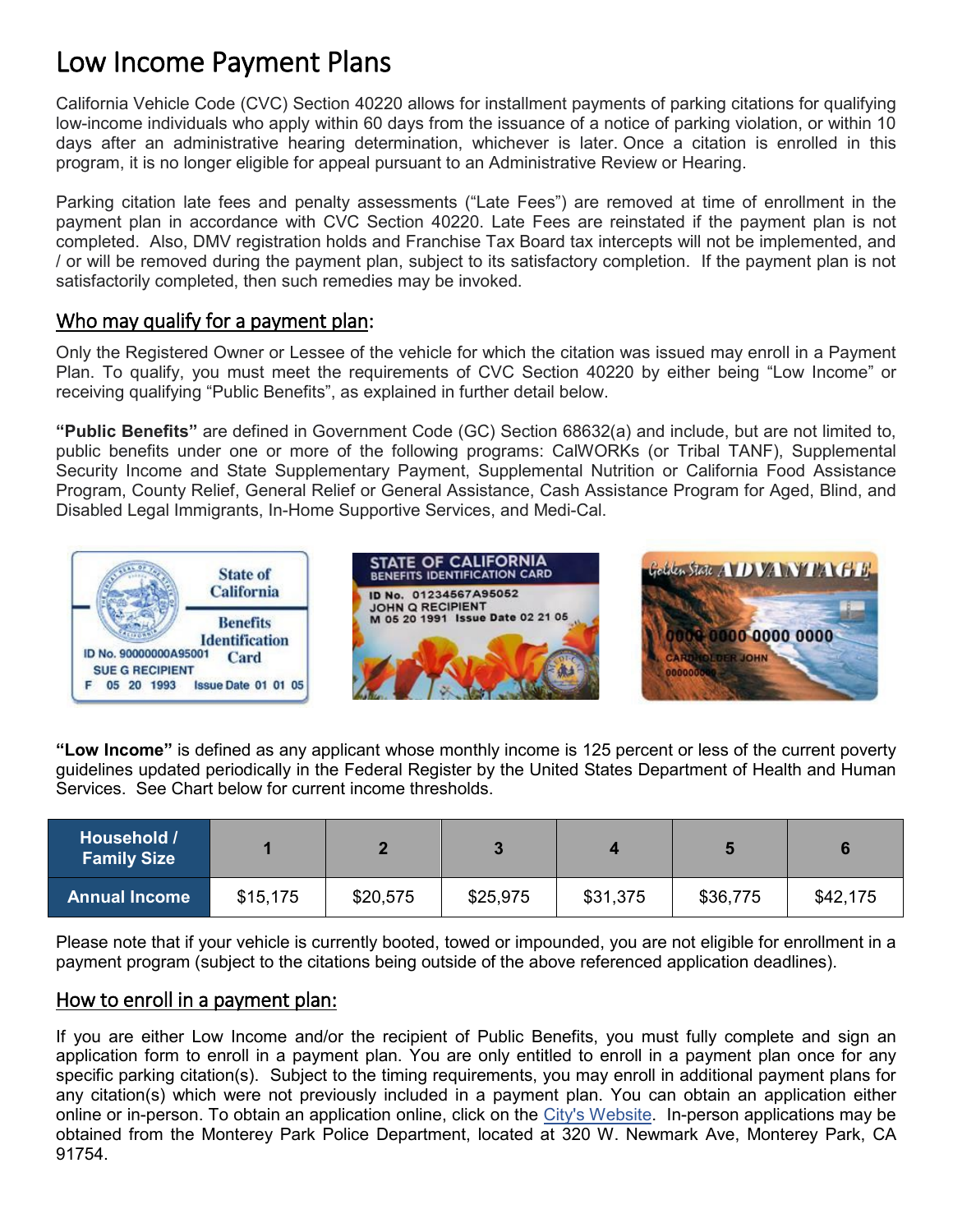# Low Income Payment Plans

California Vehicle Code (CVC) Section 40220 allows for installment payments of parking citations for qualifying low-income individuals who apply within 60 days from the issuance of a notice of parking violation, or within 10 days after an administrative hearing determination, whichever is later. Once a citation is enrolled in this program, it is no longer eligible for appeal pursuant to an Administrative Review or Hearing.

Parking citation late fees and penalty assessments ("Late Fees") are removed at time of enrollment in the payment plan in accordance with CVC Section 40220. Late Fees are reinstated if the payment plan is not completed. Also, DMV registration holds and Franchise Tax Board tax intercepts will not be implemented, and / or will be removed during the payment plan, subject to its satisfactory completion. If the payment plan is not satisfactorily completed, then such remedies may be invoked.

## Who may qualify for a payment plan:

Only the Registered Owner or Lessee of the vehicle for which the citation was issued may enroll in a Payment Plan. To qualify, you must meet the requirements of CVC Section 40220 by either being "Low Income" or receiving qualifying "Public Benefits", as explained in further detail below.

**"Public Benefits"** are defined in Government Code (GC) Section 68632(a) and include, but are not limited to, public benefits under one or more of the following programs: CalWORKs (or Tribal TANF), Supplemental Security Income and State Supplementary Payment, Supplemental Nutrition or California Food Assistance Program, County Relief, General Relief or General Assistance, Cash Assistance Program for Aged, Blind, and Disabled Legal Immigrants, In-Home Supportive Services, and Medi-Cal.

**"Low Income"** is defined as any applicant whose monthly income is 125 percent or less of the current poverty guidelines updated periodically in the Federal Register by the United States Department of Health and Human Services. See Chart below for current income thresholds.

| Household / Family Size | 1 | 2 | 3 | 4 | 5 | 6 |
|---|---|---|---|---|---|---|
| Annual Income | $15,175 | $20,575 | $25,975 | $31,375 | $36,775 | $42,175 |

Please note that if your vehicle is currently booted, towed or impounded, you are not eligible for enrollment in a payment program (subject to the citations being outside of the above referenced application deadlines).

## How to enroll in a payment plan:

If you are either Low Income and/or the recipient of Public Benefits, you must fully complete and sign an application form to enroll in a payment plan. You are only entitled to enroll in a payment plan once for any specific parking citation(s). Subject to the timing requirements, you may enroll in additional payment plans for any citation(s) which were not previously included in a payment plan. You can obtain an application either online or in-person. To obtain an application online, click on the City's Website. In-person applications may be obtained from the Monterey Park Police Department, located at 320 W. Newmark Ave, Monterey Park, CA 91754.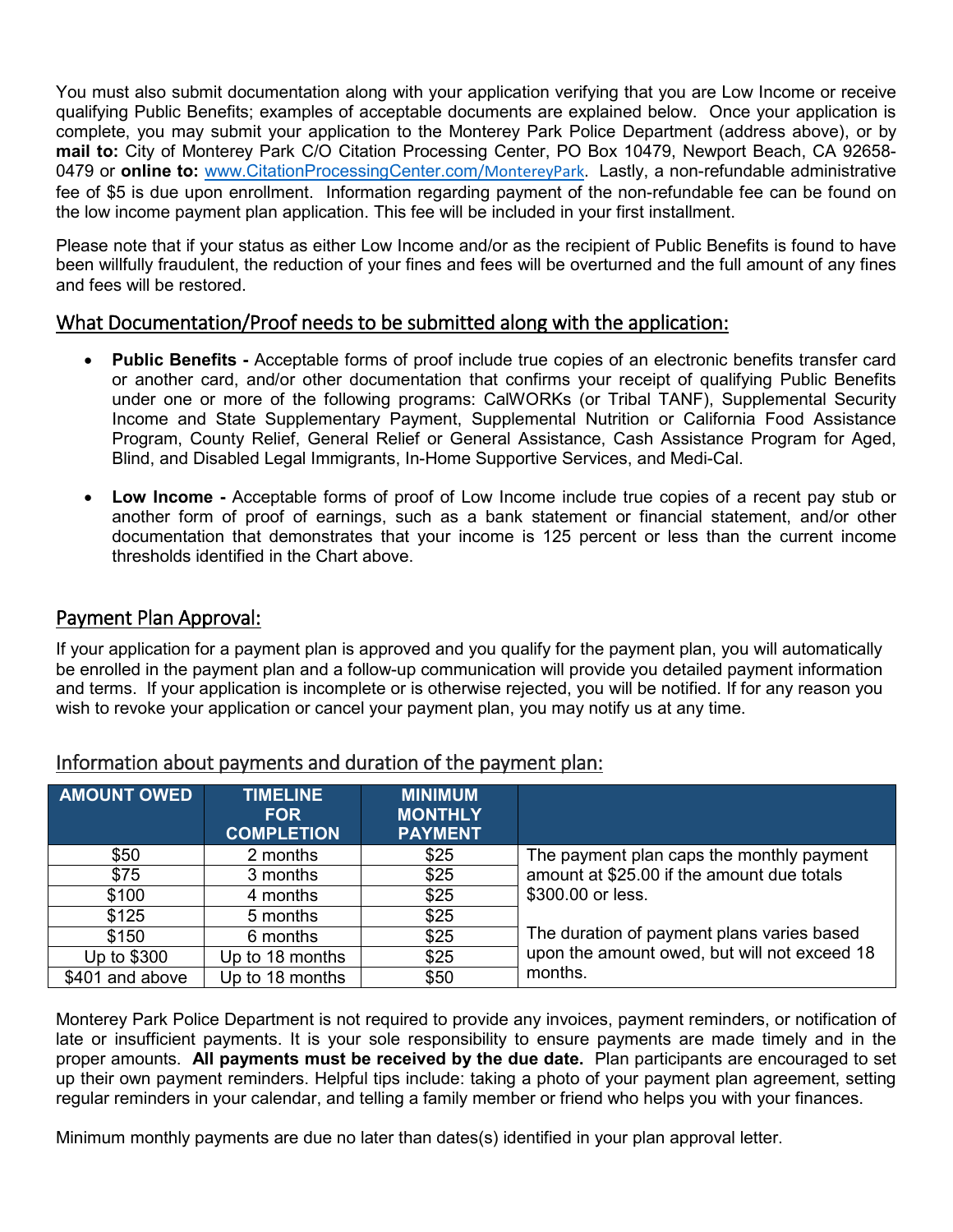You must also submit documentation along with your application verifying that you are Low Income or receive qualifying Public Benefits; examples of acceptable documents are explained below. Once your application is complete, you may submit your application to the Monterey Park Police Department (address above), or by **mail to:** City of Monterey Park C/O Citation Processing Center, PO Box 10479, Newport Beach, CA 92658-0479 or **online to:** www.CitationProcessingCenter.com/MontereyPark. Lastly, a non-refundable administrative fee of $5 is due upon enrollment. Information regarding payment of the non-refundable fee can be found on the low income payment plan application. This fee will be included in your first installment.

Please note that if your status as either Low Income and/or as the recipient of Public Benefits is found to have been willfully fraudulent, the reduction of your fines and fees will be overturned and the full amount of any fines and fees will be restored.

## What Documentation/Proof needs to be submitted along with the application:

- **Public Benefits -** Acceptable forms of proof include true copies of an electronic benefits transfer card or another card, and/or other documentation that confirms your receipt of qualifying Public Benefits under one or more of the following programs: CalWORKs (or Tribal TANF), Supplemental Security Income and State Supplementary Payment, Supplemental Nutrition or California Food Assistance Program, County Relief, General Relief or General Assistance, Cash Assistance Program for Aged, Blind, and Disabled Legal Immigrants, In-Home Supportive Services, and Medi-Cal.

- **Low Income -** Acceptable forms of proof of Low Income include true copies of a recent pay stub or another form of proof of earnings, such as a bank statement or financial statement, and/or other documentation that demonstrates that your income is 125 percent or less than the current income thresholds identified in the Chart above.

## Payment Plan Approval:

If your application for a payment plan is approved and you qualify for the payment plan, you will automatically be enrolled in the payment plan and a follow-up communication will provide you detailed payment information and terms. If your application is incomplete or is otherwise rejected, you will be notified. If for any reason you wish to revoke your application or cancel your payment plan, you may notify us at any time.

## Information about payments and duration of the payment plan:

| AMOUNT OWED | TIMELINE FOR COMPLETION | MINIMUM MONTHLY PAYMENT | |
|---|---|---|---|
| $50 | 2 months | $25 | The payment plan caps the monthly payment amount at $25.00 if the amount due totals $300.00 or less. The duration of payment plans varies based upon the amount owed, but will not exceed 18 months. |
| $75 | 3 months | $25 | |
| $100 | 4 months | $25 | |
| $125 | 5 months | $25 | |
| $150 | 6 months | $25 | |
| Up to $300 | Up to 18 months | $25 | |
| $401 and above | Up to 18 months | $50 | |

Monterey Park Police Department is not required to provide any invoices, payment reminders, or notification of late or insufficient payments. It is your sole responsibility to ensure payments are made timely and in the proper amounts. **All payments must be received by the due date.** Plan participants are encouraged to set up their own payment reminders. Helpful tips include: taking a photo of your payment plan agreement, setting regular reminders in your calendar, and telling a family member or friend who helps you with your finances.

Minimum monthly payments are due no later than dates(s) identified in your plan approval letter.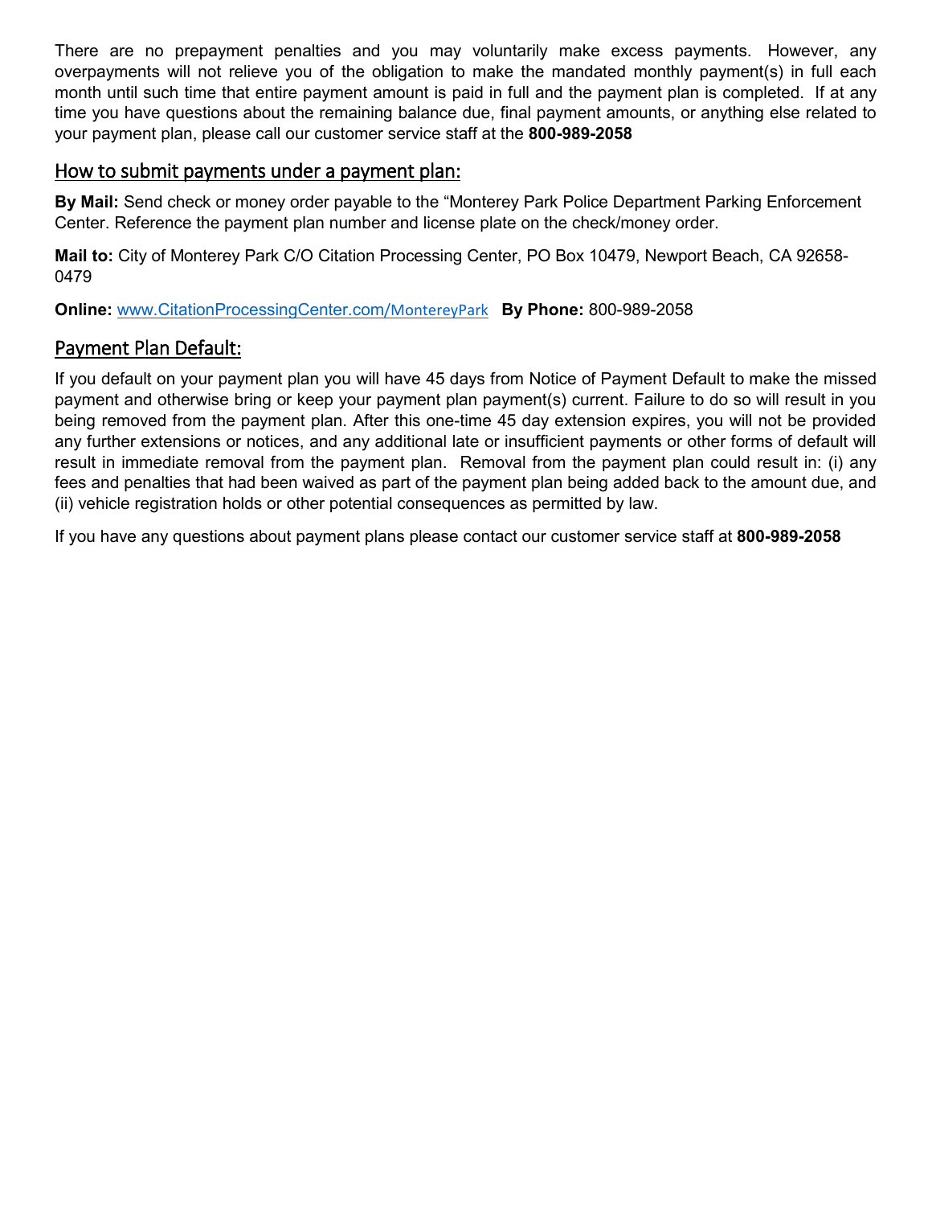There are no prepayment penalties and you may voluntarily make excess payments. However, any overpayments will not relieve you of the obligation to make the mandated monthly payment(s) in full each month until such time that entire payment amount is paid in full and the payment plan is completed. If at any time you have questions about the remaining balance due, final payment amounts, or anything else related to your payment plan, please call our customer service staff at the **800-989-2058**

## How to submit payments under a payment plan:

**By Mail:** Send check or money order payable to the "Monterey Park Police Department Parking Enforcement Center. Reference the payment plan number and license plate on the check/money order.

**Mail to:** City of Monterey Park C/O Citation Processing Center, PO Box 10479, Newport Beach, CA 92658-0479

**Online:** www.CitationProcessingCenter.com/MontereyPark **By Phone:** 800-989-2058

## Payment Plan Default:

If you default on your payment plan you will have 45 days from Notice of Payment Default to make the missed payment and otherwise bring or keep your payment plan payment(s) current. Failure to do so will result in you being removed from the payment plan. After this one-time 45 day extension expires, you will not be provided any further extensions or notices, and any additional late or insufficient payments or other forms of default will result in immediate removal from the payment plan. Removal from the payment plan could result in: (i) any fees and penalties that had been waived as part of the payment plan being added back to the amount due, and (ii) vehicle registration holds or other potential consequences as permitted by law.

If you have any questions about payment plans please contact our customer service staff at **800-989-2058**